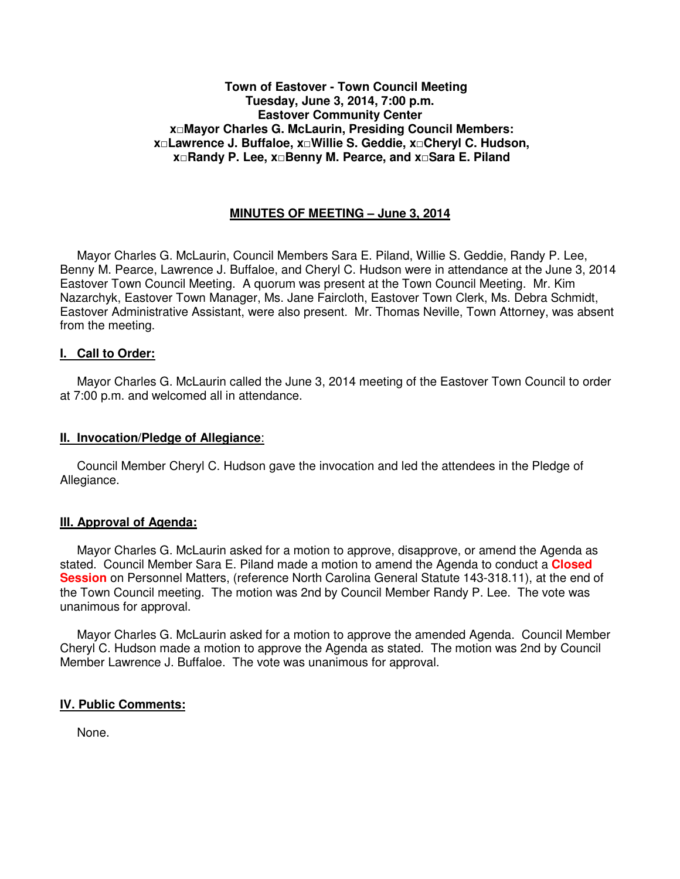**Town of Eastover - Town Council Meeting**
**Tuesday, June 3, 2014, 7:00 p.m.**
**Eastover Community Center**
**x□Mayor Charles G. McLaurin, Presiding Council Members:**
**x□Lawrence J. Buffaloe, x□Willie S. Geddie, x□Cheryl C. Hudson,**
**x□Randy P. Lee, x□Benny M. Pearce, and x□Sara E. Piland**

## MINUTES OF MEETING – June 3, 2014

Mayor Charles G. McLaurin, Council Members Sara E. Piland, Willie S. Geddie, Randy P. Lee, Benny M. Pearce, Lawrence J. Buffaloe, and Cheryl C. Hudson were in attendance at the June 3, 2014 Eastover Town Council Meeting. A quorum was present at the Town Council Meeting. Mr. Kim Nazarchyk, Eastover Town Manager, Ms. Jane Faircloth, Eastover Town Clerk, Ms. Debra Schmidt, Eastover Administrative Assistant, were also present. Mr. Thomas Neville, Town Attorney, was absent from the meeting.

### I. Call to Order:

Mayor Charles G. McLaurin called the June 3, 2014 meeting of the Eastover Town Council to order at 7:00 p.m. and welcomed all in attendance.

### II. Invocation/Pledge of Allegiance:

Council Member Cheryl C. Hudson gave the invocation and led the attendees in the Pledge of Allegiance.

### III. Approval of Agenda:

Mayor Charles G. McLaurin asked for a motion to approve, disapprove, or amend the Agenda as stated. Council Member Sara E. Piland made a motion to amend the Agenda to conduct a **Closed Session** on Personnel Matters, (reference North Carolina General Statute 143-318.11), at the end of the Town Council meeting. The motion was 2nd by Council Member Randy P. Lee. The vote was unanimous for approval.

Mayor Charles G. McLaurin asked for a motion to approve the amended Agenda. Council Member Cheryl C. Hudson made a motion to approve the Agenda as stated. The motion was 2nd by Council Member Lawrence J. Buffaloe. The vote was unanimous for approval.

### IV. Public Comments:

None.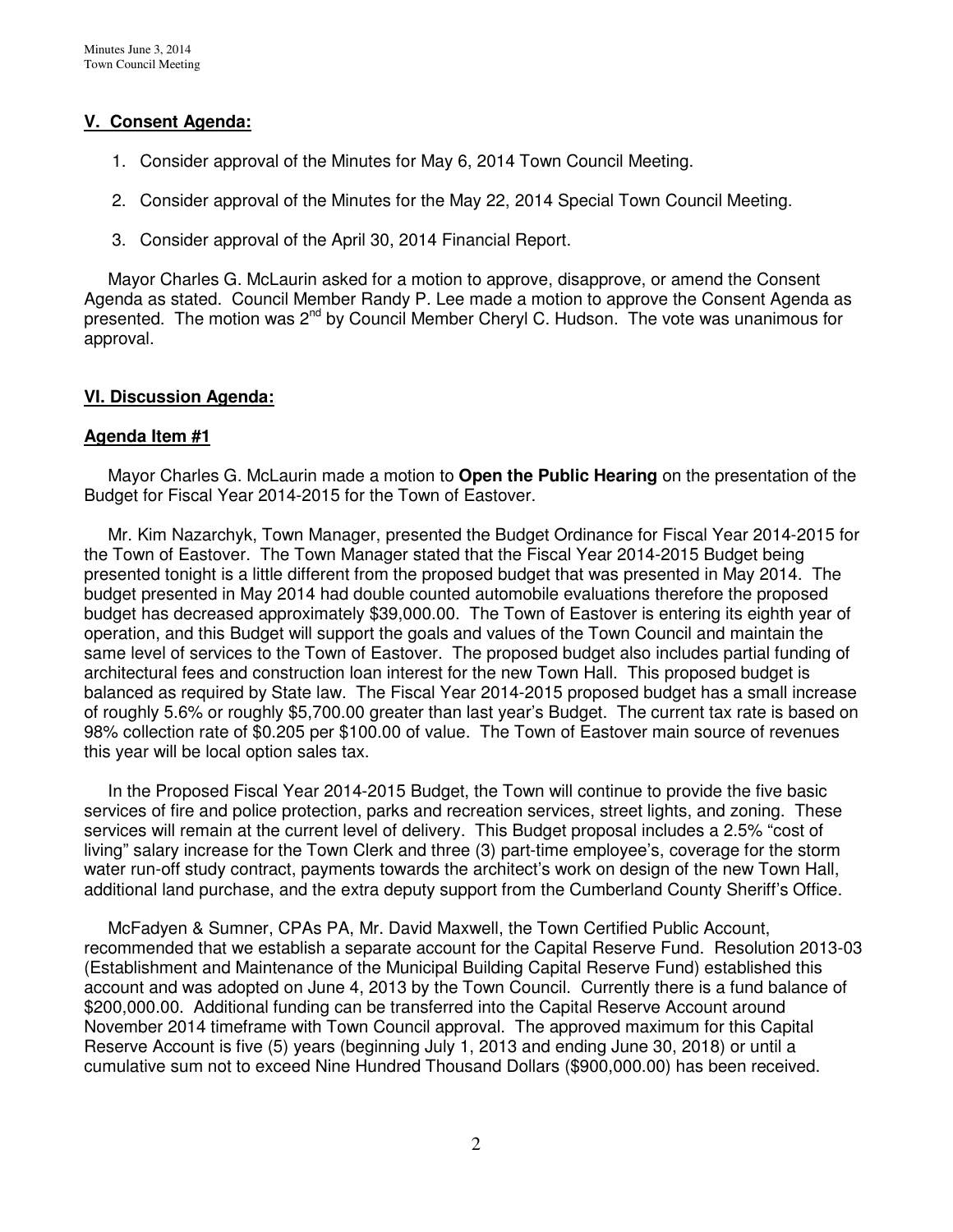## V. Consent Agenda:

1. Consider approval of the Minutes for May 6, 2014 Town Council Meeting.
2. Consider approval of the Minutes for the May 22, 2014 Special Town Council Meeting.
3. Consider approval of the April 30, 2014 Financial Report.

Mayor Charles G. McLaurin asked for a motion to approve, disapprove, or amend the Consent Agenda as stated. Council Member Randy P. Lee made a motion to approve the Consent Agenda as presented. The motion was 2nd by Council Member Cheryl C. Hudson. The vote was unanimous for approval.

## VI. Discussion Agenda:

### Agenda Item #1

Mayor Charles G. McLaurin made a motion to **Open the Public Hearing** on the presentation of the Budget for Fiscal Year 2014-2015 for the Town of Eastover.

Mr. Kim Nazarchyk, Town Manager, presented the Budget Ordinance for Fiscal Year 2014-2015 for the Town of Eastover. The Town Manager stated that the Fiscal Year 2014-2015 Budget being presented tonight is a little different from the proposed budget that was presented in May 2014. The budget presented in May 2014 had double counted automobile evaluations therefore the proposed budget has decreased approximately $39,000.00. The Town of Eastover is entering its eighth year of operation, and this Budget will support the goals and values of the Town Council and maintain the same level of services to the Town of Eastover. The proposed budget also includes partial funding of architectural fees and construction loan interest for the new Town Hall. This proposed budget is balanced as required by State law. The Fiscal Year 2014-2015 proposed budget has a small increase of roughly 5.6% or roughly $5,700.00 greater than last year's Budget. The current tax rate is based on 98% collection rate of $0.205 per $100.00 of value. The Town of Eastover main source of revenues this year will be local option sales tax.

In the Proposed Fiscal Year 2014-2015 Budget, the Town will continue to provide the five basic services of fire and police protection, parks and recreation services, street lights, and zoning. These services will remain at the current level of delivery. This Budget proposal includes a 2.5% "cost of living" salary increase for the Town Clerk and three (3) part-time employee's, coverage for the storm water run-off study contract, payments towards the architect's work on design of the new Town Hall, additional land purchase, and the extra deputy support from the Cumberland County Sheriff's Office.

McFadyen & Sumner, CPAs PA, Mr. David Maxwell, the Town Certified Public Account, recommended that we establish a separate account for the Capital Reserve Fund. Resolution 2013-03 (Establishment and Maintenance of the Municipal Building Capital Reserve Fund) established this account and was adopted on June 4, 2013 by the Town Council. Currently there is a fund balance of $200,000.00. Additional funding can be transferred into the Capital Reserve Account around November 2014 timeframe with Town Council approval. The approved maximum for this Capital Reserve Account is five (5) years (beginning July 1, 2013 and ending June 30, 2018) or until a cumulative sum not to exceed Nine Hundred Thousand Dollars ($900,000.00) has been received.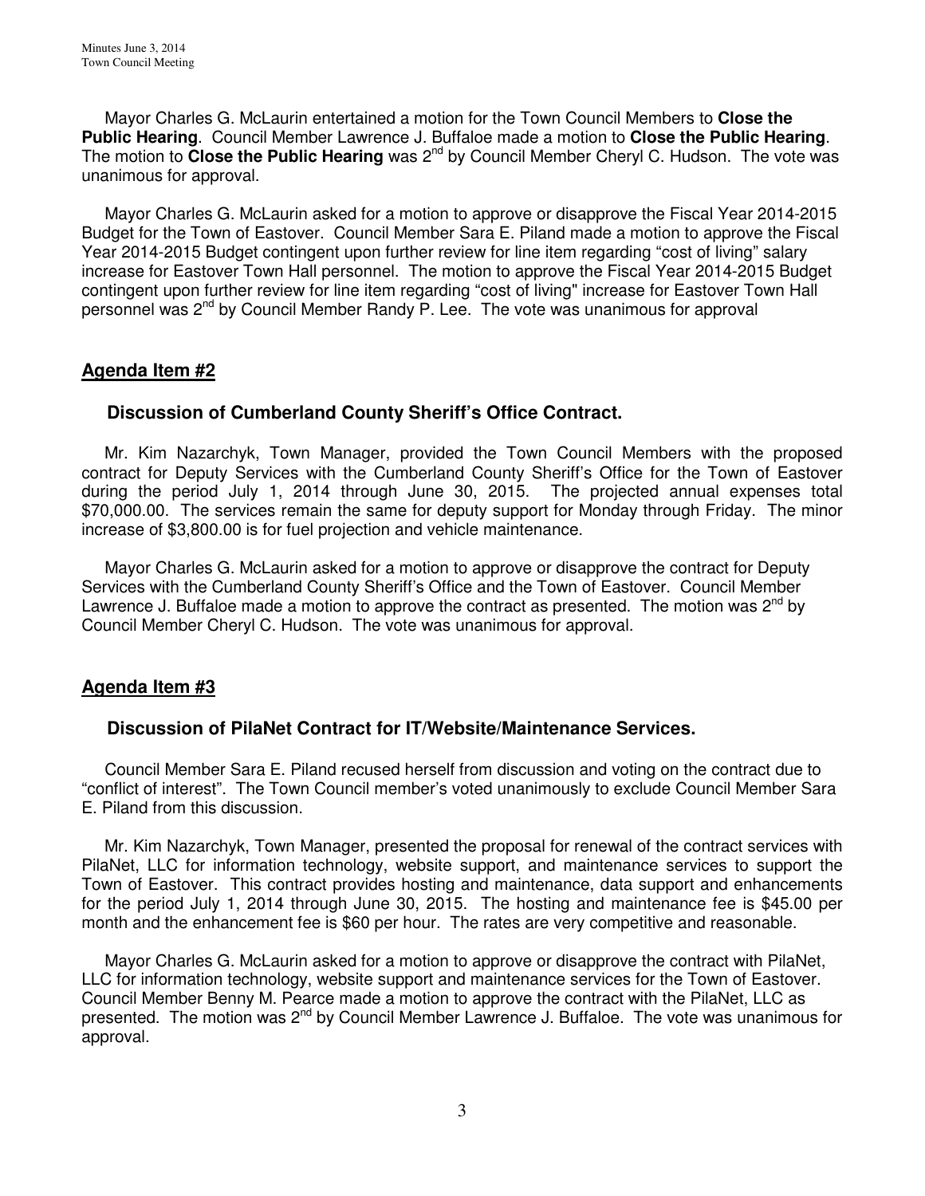Mayor Charles G. McLaurin entertained a motion for the Town Council Members to **Close the Public Hearing**. Council Member Lawrence J. Buffaloe made a motion to **Close the Public Hearing**. The motion to **Close the Public Hearing** was 2nd by Council Member Cheryl C. Hudson. The vote was unanimous for approval.

Mayor Charles G. McLaurin asked for a motion to approve or disapprove the Fiscal Year 2014-2015 Budget for the Town of Eastover. Council Member Sara E. Piland made a motion to approve the Fiscal Year 2014-2015 Budget contingent upon further review for line item regarding "cost of living" salary increase for Eastover Town Hall personnel. The motion to approve the Fiscal Year 2014-2015 Budget contingent upon further review for line item regarding "cost of living" increase for Eastover Town Hall personnel was 2nd by Council Member Randy P. Lee. The vote was unanimous for approval

## Agenda Item #2

### Discussion of Cumberland County Sheriff's Office Contract.

Mr. Kim Nazarchyk, Town Manager, provided the Town Council Members with the proposed contract for Deputy Services with the Cumberland County Sheriff's Office for the Town of Eastover during the period July 1, 2014 through June 30, 2015. The projected annual expenses total $70,000.00. The services remain the same for deputy support for Monday through Friday. The minor increase of $3,800.00 is for fuel projection and vehicle maintenance.

Mayor Charles G. McLaurin asked for a motion to approve or disapprove the contract for Deputy Services with the Cumberland County Sheriff's Office and the Town of Eastover. Council Member Lawrence J. Buffaloe made a motion to approve the contract as presented. The motion was 2nd by Council Member Cheryl C. Hudson. The vote was unanimous for approval.

## Agenda Item #3

### Discussion of PilaNet Contract for IT/Website/Maintenance Services.

Council Member Sara E. Piland recused herself from discussion and voting on the contract due to "conflict of interest". The Town Council member's voted unanimously to exclude Council Member Sara E. Piland from this discussion.

Mr. Kim Nazarchyk, Town Manager, presented the proposal for renewal of the contract services with PilaNet, LLC for information technology, website support, and maintenance services to support the Town of Eastover. This contract provides hosting and maintenance, data support and enhancements for the period July 1, 2014 through June 30, 2015. The hosting and maintenance fee is $45.00 per month and the enhancement fee is $60 per hour. The rates are very competitive and reasonable.

Mayor Charles G. McLaurin asked for a motion to approve or disapprove the contract with PilaNet, LLC for information technology, website support and maintenance services for the Town of Eastover. Council Member Benny M. Pearce made a motion to approve the contract with the PilaNet, LLC as presented. The motion was 2nd by Council Member Lawrence J. Buffaloe. The vote was unanimous for approval.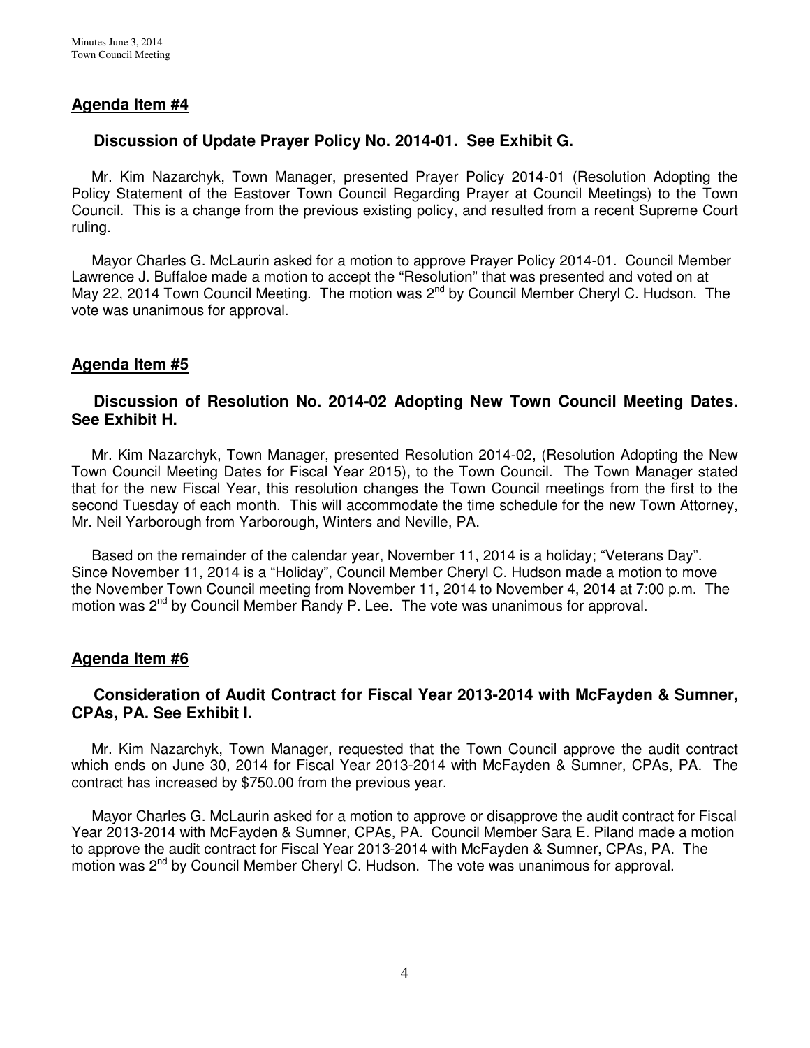## Agenda Item #4

### Discussion of Update Prayer Policy No. 2014-01. See Exhibit G.

Mr. Kim Nazarchyk, Town Manager, presented Prayer Policy 2014-01 (Resolution Adopting the Policy Statement of the Eastover Town Council Regarding Prayer at Council Meetings) to the Town Council. This is a change from the previous existing policy, and resulted from a recent Supreme Court ruling.

Mayor Charles G. McLaurin asked for a motion to approve Prayer Policy 2014-01. Council Member Lawrence J. Buffaloe made a motion to accept the "Resolution" that was presented and voted on at May 22, 2014 Town Council Meeting. The motion was 2nd by Council Member Cheryl C. Hudson. The vote was unanimous for approval.

## Agenda Item #5

### Discussion of Resolution No. 2014-02 Adopting New Town Council Meeting Dates. See Exhibit H.

Mr. Kim Nazarchyk, Town Manager, presented Resolution 2014-02, (Resolution Adopting the New Town Council Meeting Dates for Fiscal Year 2015), to the Town Council. The Town Manager stated that for the new Fiscal Year, this resolution changes the Town Council meetings from the first to the second Tuesday of each month. This will accommodate the time schedule for the new Town Attorney, Mr. Neil Yarborough from Yarborough, Winters and Neville, PA.

Based on the remainder of the calendar year, November 11, 2014 is a holiday; "Veterans Day". Since November 11, 2014 is a "Holiday", Council Member Cheryl C. Hudson made a motion to move the November Town Council meeting from November 11, 2014 to November 4, 2014 at 7:00 p.m. The motion was 2nd by Council Member Randy P. Lee. The vote was unanimous for approval.

## Agenda Item #6

### Consideration of Audit Contract for Fiscal Year 2013-2014 with McFayden & Sumner, CPAs, PA. See Exhibit I.

Mr. Kim Nazarchyk, Town Manager, requested that the Town Council approve the audit contract which ends on June 30, 2014 for Fiscal Year 2013-2014 with McFayden & Sumner, CPAs, PA. The contract has increased by $750.00 from the previous year.

Mayor Charles G. McLaurin asked for a motion to approve or disapprove the audit contract for Fiscal Year 2013-2014 with McFayden & Sumner, CPAs, PA. Council Member Sara E. Piland made a motion to approve the audit contract for Fiscal Year 2013-2014 with McFayden & Sumner, CPAs, PA. The motion was 2nd by Council Member Cheryl C. Hudson. The vote was unanimous for approval.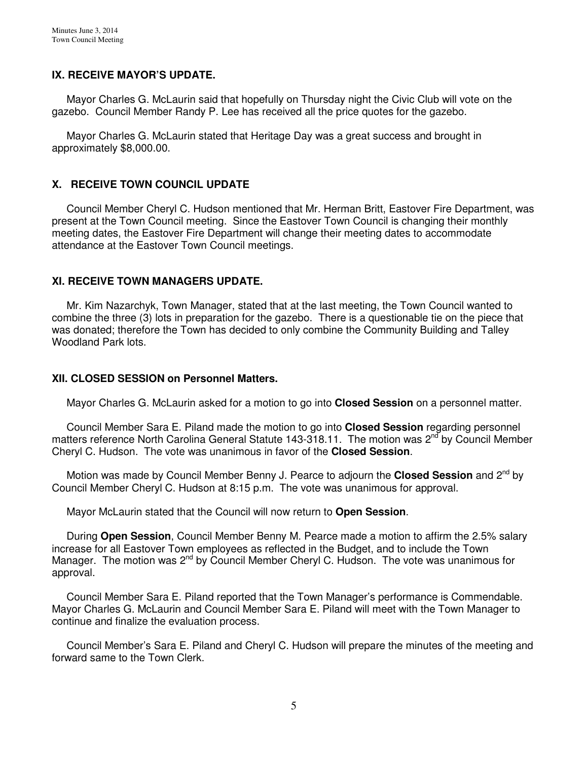## IX. RECEIVE MAYOR'S UPDATE.

Mayor Charles G. McLaurin said that hopefully on Thursday night the Civic Club will vote on the gazebo. Council Member Randy P. Lee has received all the price quotes for the gazebo.

Mayor Charles G. McLaurin stated that Heritage Day was a great success and brought in approximately $8,000.00.

## X. RECEIVE TOWN COUNCIL UPDATE

Council Member Cheryl C. Hudson mentioned that Mr. Herman Britt, Eastover Fire Department, was present at the Town Council meeting. Since the Eastover Town Council is changing their monthly meeting dates, the Eastover Fire Department will change their meeting dates to accommodate attendance at the Eastover Town Council meetings.

## XI. RECEIVE TOWN MANAGERS UPDATE.

Mr. Kim Nazarchyk, Town Manager, stated that at the last meeting, the Town Council wanted to combine the three (3) lots in preparation for the gazebo. There is a questionable tie on the piece that was donated; therefore the Town has decided to only combine the Community Building and Talley Woodland Park lots.

## XII. CLOSED SESSION on Personnel Matters.

Mayor Charles G. McLaurin asked for a motion to go into **Closed Session** on a personnel matter.

Council Member Sara E. Piland made the motion to go into **Closed Session** regarding personnel matters reference North Carolina General Statute 143-318.11. The motion was 2nd by Council Member Cheryl C. Hudson. The vote was unanimous in favor of the **Closed Session**.

Motion was made by Council Member Benny J. Pearce to adjourn the **Closed Session** and 2nd by Council Member Cheryl C. Hudson at 8:15 p.m. The vote was unanimous for approval.

Mayor McLaurin stated that the Council will now return to **Open Session**.

During **Open Session**, Council Member Benny M. Pearce made a motion to affirm the 2.5% salary increase for all Eastover Town employees as reflected in the Budget, and to include the Town Manager. The motion was 2nd by Council Member Cheryl C. Hudson. The vote was unanimous for approval.

Council Member Sara E. Piland reported that the Town Manager's performance is Commendable. Mayor Charles G. McLaurin and Council Member Sara E. Piland will meet with the Town Manager to continue and finalize the evaluation process.

Council Member's Sara E. Piland and Cheryl C. Hudson will prepare the minutes of the meeting and forward same to the Town Clerk.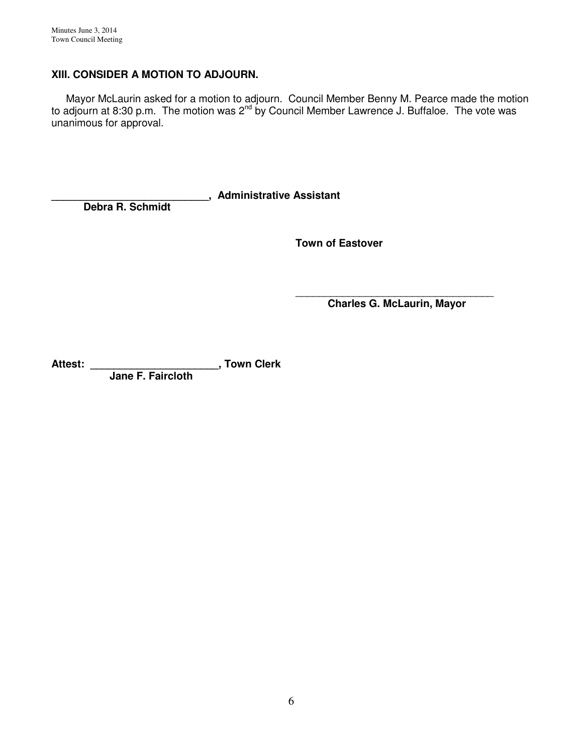## XIII. CONSIDER A MOTION TO ADJOURN.

Mayor McLaurin asked for a motion to adjourn. Council Member Benny M. Pearce made the motion to adjourn at 8:30 p.m. The motion was 2nd by Council Member Lawrence J. Buffaloe. The vote was unanimous for approval.

**___________________________, Administrative Assistant**
**Debra R. Schmidt**

**Town of Eastover**

___________________________________
**Charles G. McLaurin, Mayor**

**Attest: ______________________, Town Clerk**
**Jane F. Faircloth**